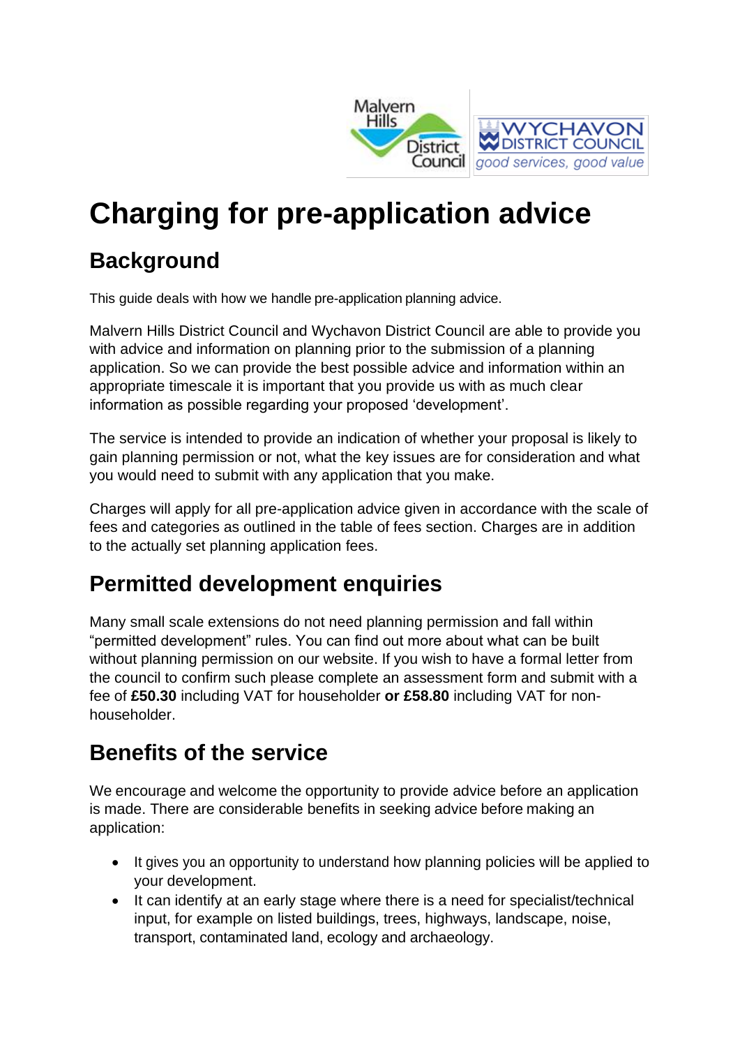# Charging for pre-application advice

## Background

This guide deals with how we handle pre-application planning advice.

Malvern Hills District Council and Wychavon District Council are able to provide you with advice and information on planning prior to the submission of a planning application. So we can provide the best possible advice and information within an appropriate timescale it is important that you provide us with as much clear information as possible regarding your proposed 'development'.

The service is intended to provide an indication of whether your proposal is likely to gain planning permission or not, what the key issues are for consideration and what you would need to submit with any application that you make.

Charges will apply for all pre-application advice given in accordance with the scale of fees and categories as outlined in the table of fees section. Charges are in addition to the actually set planning application fees.

## Permitted development enquiries

Many small scale extensions do not need planning permission and fall within "permitted development" rules. You can find out more about what can be built without planning permission on our website. If you wish to have a formal letter from the council to confirm such please complete an assessment form and submit with a fee of **£50.30** including VAT for householder **or £58.80** including VAT for non-householder.

## Benefits of the service

We encourage and welcome the opportunity to provide advice before an application is made. There are considerable benefits in seeking advice before making an application:

- It gives you an opportunity to understand how planning policies will be applied to your development.
- It can identify at an early stage where there is a need for specialist/technical input, for example on listed buildings, trees, highways, landscape, noise, transport, contaminated land, ecology and archaeology.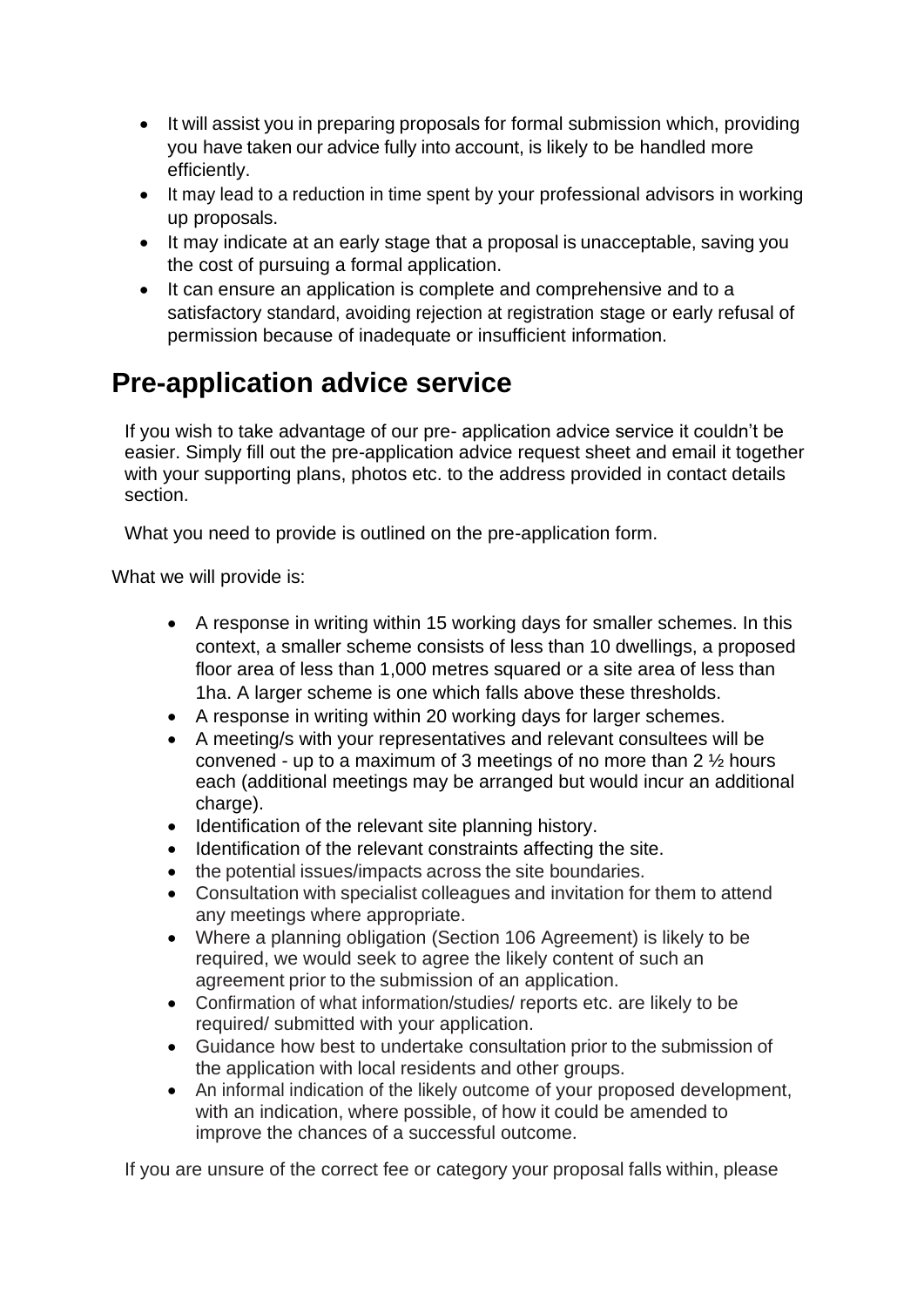- It will assist you in preparing proposals for formal submission which, providing you have taken our advice fully into account, is likely to be handled more efficiently.
- It may lead to a reduction in time spent by your professional advisors in working up proposals.
- It may indicate at an early stage that a proposal is unacceptable, saving you the cost of pursuing a formal application.
- It can ensure an application is complete and comprehensive and to a satisfactory standard, avoiding rejection at registration stage or early refusal of permission because of inadequate or insufficient information.

## Pre-application advice service

If you wish to take advantage of our pre- application advice service it couldn't be easier. Simply fill out the pre-application advice request sheet and email it together with your supporting plans, photos etc. to the address provided in contact details section.

What you need to provide is outlined on the pre-application form.

What we will provide is:

- A response in writing within 15 working days for smaller schemes. In this context, a smaller scheme consists of less than 10 dwellings, a proposed floor area of less than 1,000 metres squared or a site area of less than 1ha. A larger scheme is one which falls above these thresholds.
- A response in writing within 20 working days for larger schemes.
- A meeting/s with your representatives and relevant consultees will be convened - up to a maximum of 3 meetings of no more than 2 ½ hours each (additional meetings may be arranged but would incur an additional charge).
- Identification of the relevant site planning history.
- Identification of the relevant constraints affecting the site.
- the potential issues/impacts across the site boundaries.
- Consultation with specialist colleagues and invitation for them to attend any meetings where appropriate.
- Where a planning obligation (Section 106 Agreement) is likely to be required, we would seek to agree the likely content of such an agreement prior to the submission of an application.
- Confirmation of what information/studies/ reports etc. are likely to be required/ submitted with your application.
- Guidance how best to undertake consultation prior to the submission of the application with local residents and other groups.
- An informal indication of the likely outcome of your proposed development, with an indication, where possible, of how it could be amended to improve the chances of a successful outcome.

If you are unsure of the correct fee or category your proposal falls within, please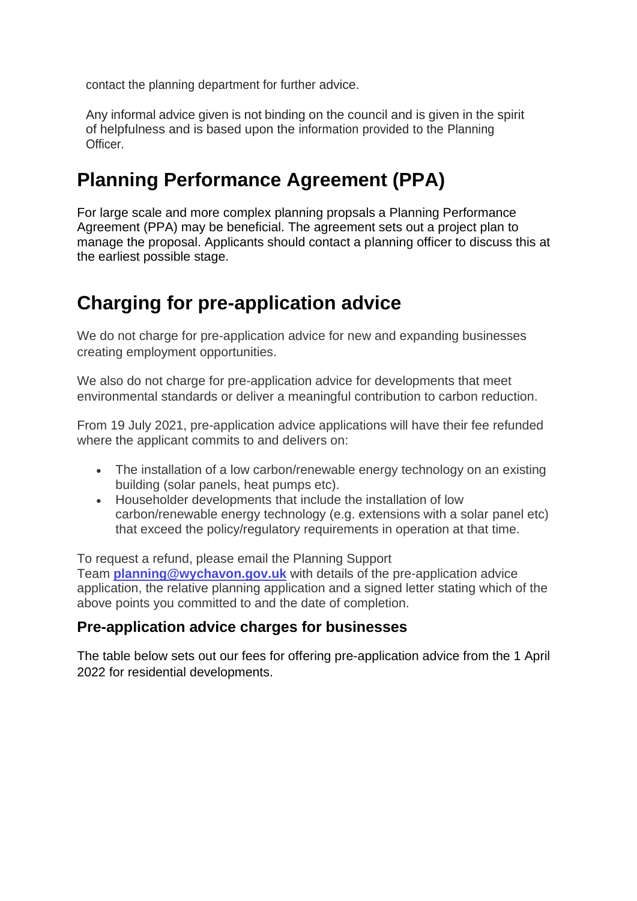contact the planning department for further advice.

Any informal advice given is not binding on the council and is given in the spirit of helpfulness and is based upon the information provided to the Planning Officer.

## Planning Performance Agreement (PPA)

For large scale and more complex planning propsals a Planning Performance Agreement (PPA) may be beneficial. The agreement sets out a project plan to manage the proposal. Applicants should contact a planning officer to discuss this at the earliest possible stage.

## Charging for pre-application advice

We do not charge for pre-application advice for new and expanding businesses creating employment opportunities.

We also do not charge for pre-application advice for developments that meet environmental standards or deliver a meaningful contribution to carbon reduction.

From 19 July 2021, pre-application advice applications will have their fee refunded where the applicant commits to and delivers on:

- The installation of a low carbon/renewable energy technology on an existing building (solar panels, heat pumps etc).
- Householder developments that include the installation of low carbon/renewable energy technology (e.g. extensions with a solar panel etc) that exceed the policy/regulatory requirements in operation at that time.

To request a refund, please email the Planning Support Team **planning@wychavon.gov.uk** with details of the pre-application advice application, the relative planning application and a signed letter stating which of the above points you committed to and the date of completion.

### Pre-application advice charges for businesses

The table below sets out our fees for offering pre-application advice from the 1 April 2022 for residential developments.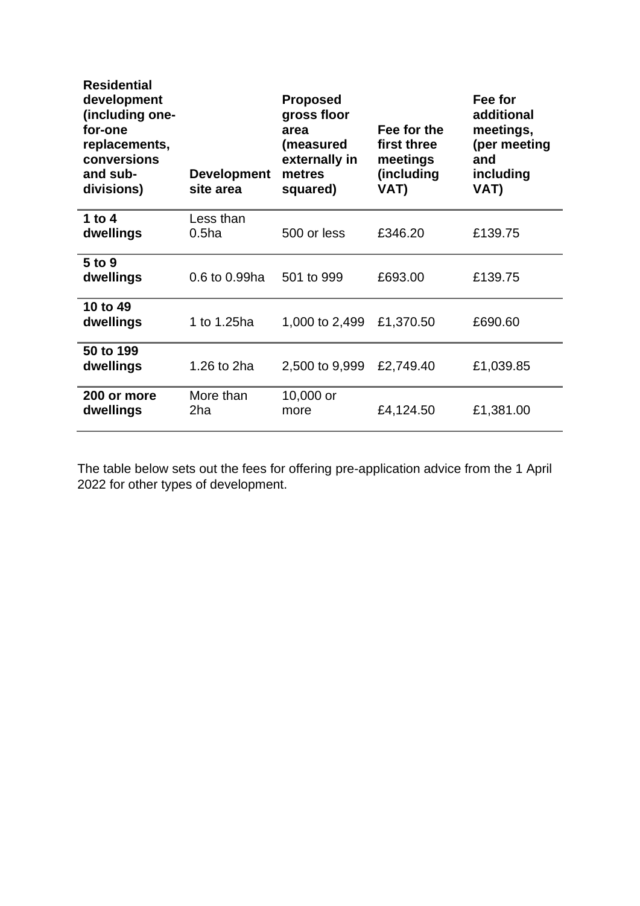| Residential development (including one-for-one replacements, conversions and sub-divisions) | Development site area | Proposed gross floor area (measured externally in metres squared) | Fee for the first three meetings (including VAT) | Fee for additional meetings, (per meeting and including VAT) |
|---|---|---|---|---|
| **1 to 4 dwellings** | Less than 0.5ha | 500 or less | £346.20 | £139.75 |
| **5 to 9 dwellings** | 0.6 to 0.99ha | 501 to 999 | £693.00 | £139.75 |
| **10 to 49 dwellings** | 1 to 1.25ha | 1,000 to 2,499 | £1,370.50 | £690.60 |
| **50 to 199 dwellings** | 1.26 to 2ha | 2,500 to 9,999 | £2,749.40 | £1,039.85 |
| **200 or more dwellings** | More than 2ha | 10,000 or more | £4,124.50 | £1,381.00 |

The table below sets out the fees for offering pre-application advice from the 1 April 2022 for other types of development.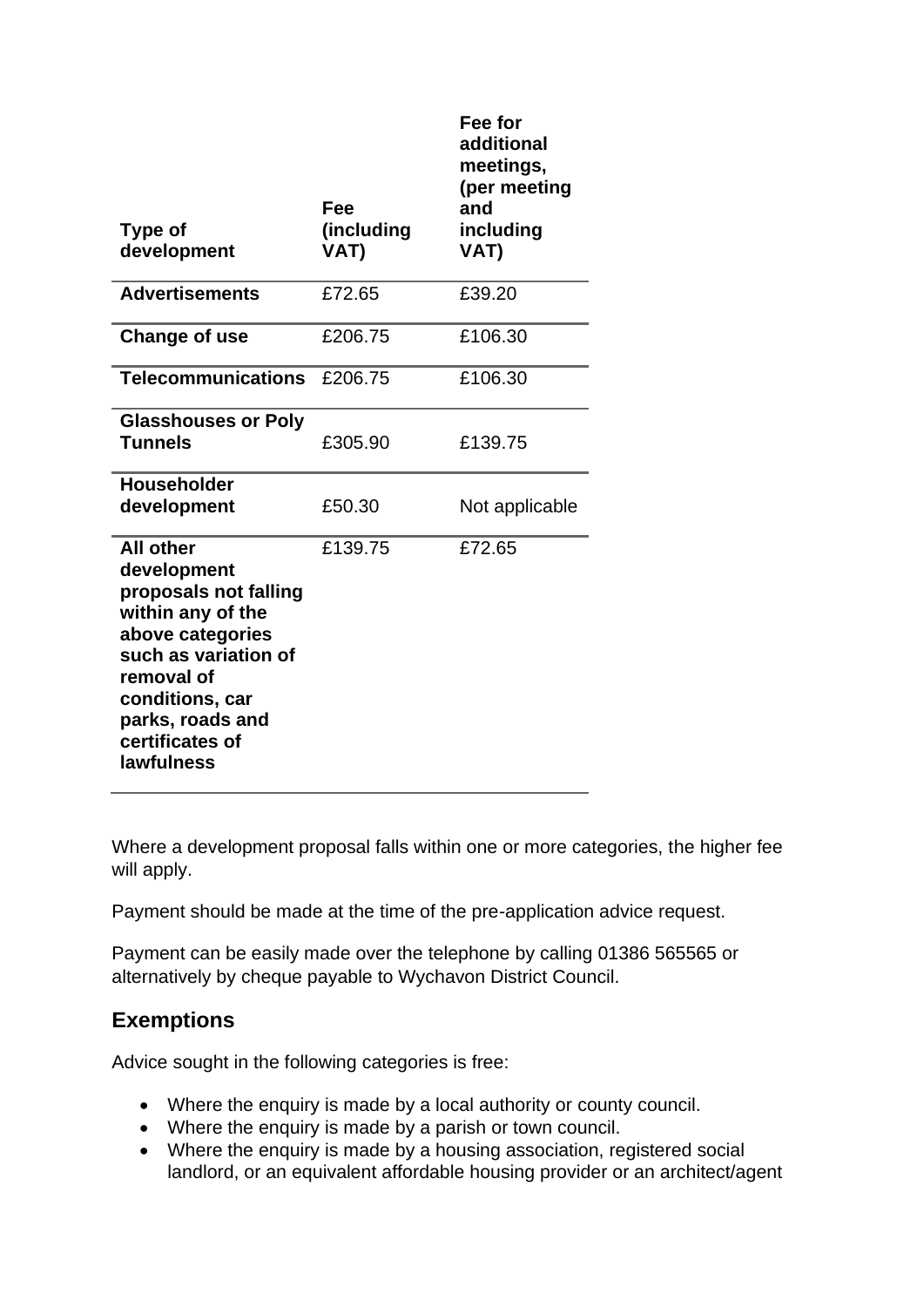| Type of development | Fee (including VAT) | Fee for additional meetings, (per meeting and including VAT) |
|---|---|---|
| **Advertisements** | £72.65 | £39.20 |
| **Change of use** | £206.75 | £106.30 |
| **Telecommunications** | £206.75 | £106.30 |
| **Glasshouses or Poly Tunnels** | £305.90 | £139.75 |
| **Householder development** | £50.30 | Not applicable |
| **All other development proposals not falling within any of the above categories such as variation of removal of conditions, car parks, roads and certificates of lawfulness** | £139.75 | £72.65 |

Where a development proposal falls within one or more categories, the higher fee will apply.

Payment should be made at the time of the pre-application advice request.

Payment can be easily made over the telephone by calling 01386 565565 or alternatively by cheque payable to Wychavon District Council.

## Exemptions

Advice sought in the following categories is free:

- Where the enquiry is made by a local authority or county council.
- Where the enquiry is made by a parish or town council.
- Where the enquiry is made by a housing association, registered social landlord, or an equivalent affordable housing provider or an architect/agent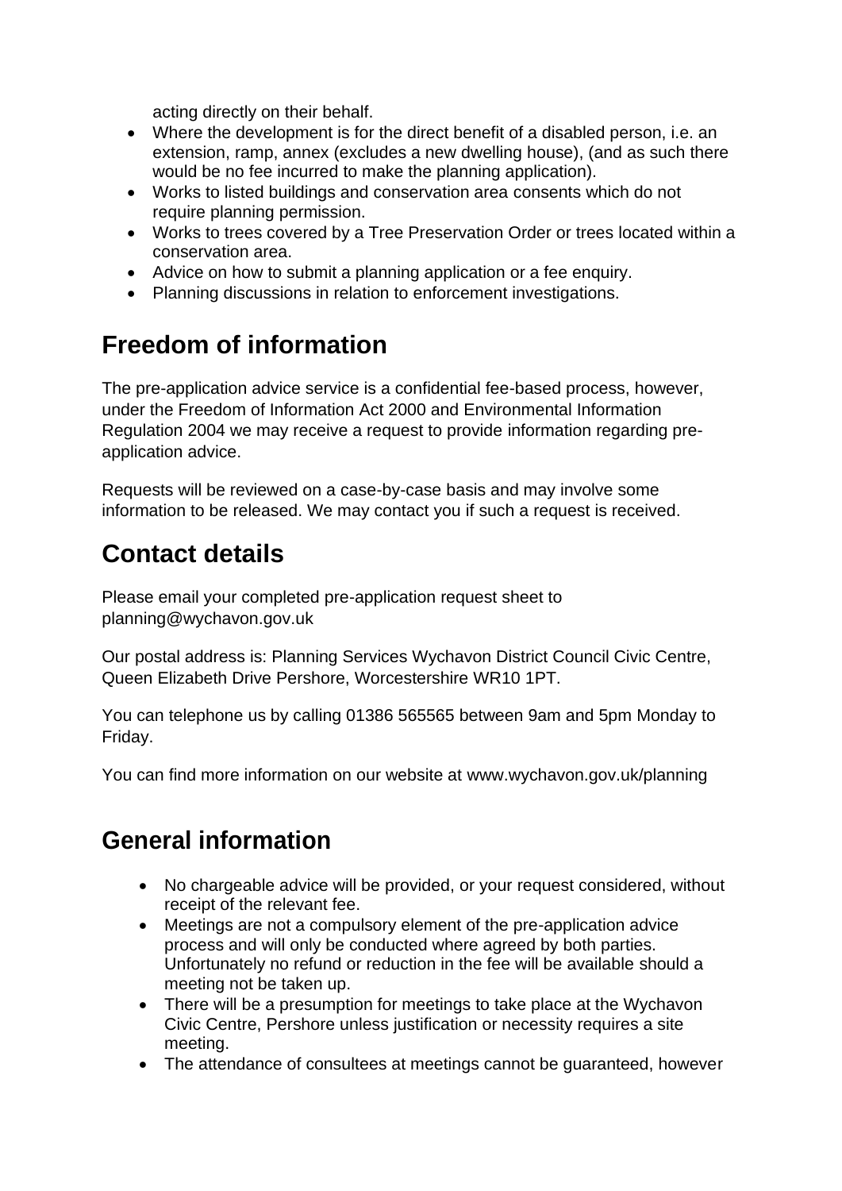acting directly on their behalf.

- Where the development is for the direct benefit of a disabled person, i.e. an extension, ramp, annex (excludes a new dwelling house), (and as such there would be no fee incurred to make the planning application).
- Works to listed buildings and conservation area consents which do not require planning permission.
- Works to trees covered by a Tree Preservation Order or trees located within a conservation area.
- Advice on how to submit a planning application or a fee enquiry.
- Planning discussions in relation to enforcement investigations.

## Freedom of information

The pre-application advice service is a confidential fee-based process, however, under the Freedom of Information Act 2000 and Environmental Information Regulation 2004 we may receive a request to provide information regarding pre-application advice.

Requests will be reviewed on a case-by-case basis and may involve some information to be released. We may contact you if such a request is received.

## Contact details

Please email your completed pre-application request sheet to planning@wychavon.gov.uk

Our postal address is: Planning Services Wychavon District Council Civic Centre, Queen Elizabeth Drive Pershore, Worcestershire WR10 1PT.

You can telephone us by calling 01386 565565 between 9am and 5pm Monday to Friday.

You can find more information on our website at www.wychavon.gov.uk/planning

## General information

- No chargeable advice will be provided, or your request considered, without receipt of the relevant fee.
- Meetings are not a compulsory element of the pre-application advice process and will only be conducted where agreed by both parties. Unfortunately no refund or reduction in the fee will be available should a meeting not be taken up.
- There will be a presumption for meetings to take place at the Wychavon Civic Centre, Pershore unless justification or necessity requires a site meeting.
- The attendance of consultees at meetings cannot be guaranteed, however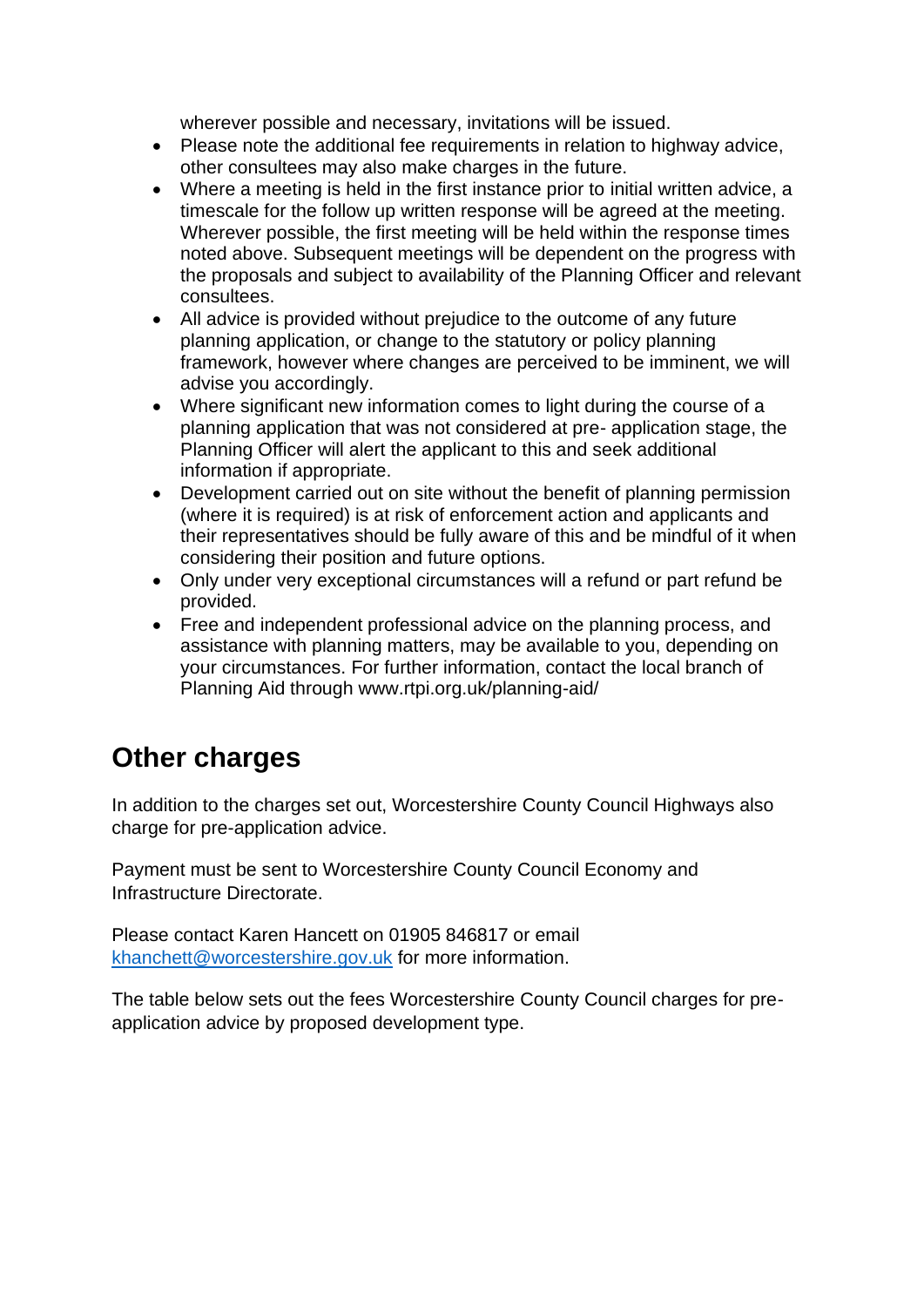wherever possible and necessary, invitations will be issued.

- Please note the additional fee requirements in relation to highway advice, other consultees may also make charges in the future.
- Where a meeting is held in the first instance prior to initial written advice, a timescale for the follow up written response will be agreed at the meeting. Wherever possible, the first meeting will be held within the response times noted above. Subsequent meetings will be dependent on the progress with the proposals and subject to availability of the Planning Officer and relevant consultees.
- All advice is provided without prejudice to the outcome of any future planning application, or change to the statutory or policy planning framework, however where changes are perceived to be imminent, we will advise you accordingly.
- Where significant new information comes to light during the course of a planning application that was not considered at pre- application stage, the Planning Officer will alert the applicant to this and seek additional information if appropriate.
- Development carried out on site without the benefit of planning permission (where it is required) is at risk of enforcement action and applicants and their representatives should be fully aware of this and be mindful of it when considering their position and future options.
- Only under very exceptional circumstances will a refund or part refund be provided.
- Free and independent professional advice on the planning process, and assistance with planning matters, may be available to you, depending on your circumstances. For further information, contact the local branch of Planning Aid through www.rtpi.org.uk/planning-aid/

## Other charges

In addition to the charges set out, Worcestershire County Council Highways also charge for pre-application advice.

Payment must be sent to Worcestershire County Council Economy and Infrastructure Directorate.

Please contact Karen Hancett on 01905 846817 or email khanchett@worcestershire.gov.uk for more information.

The table below sets out the fees Worcestershire County Council charges for pre-application advice by proposed development type.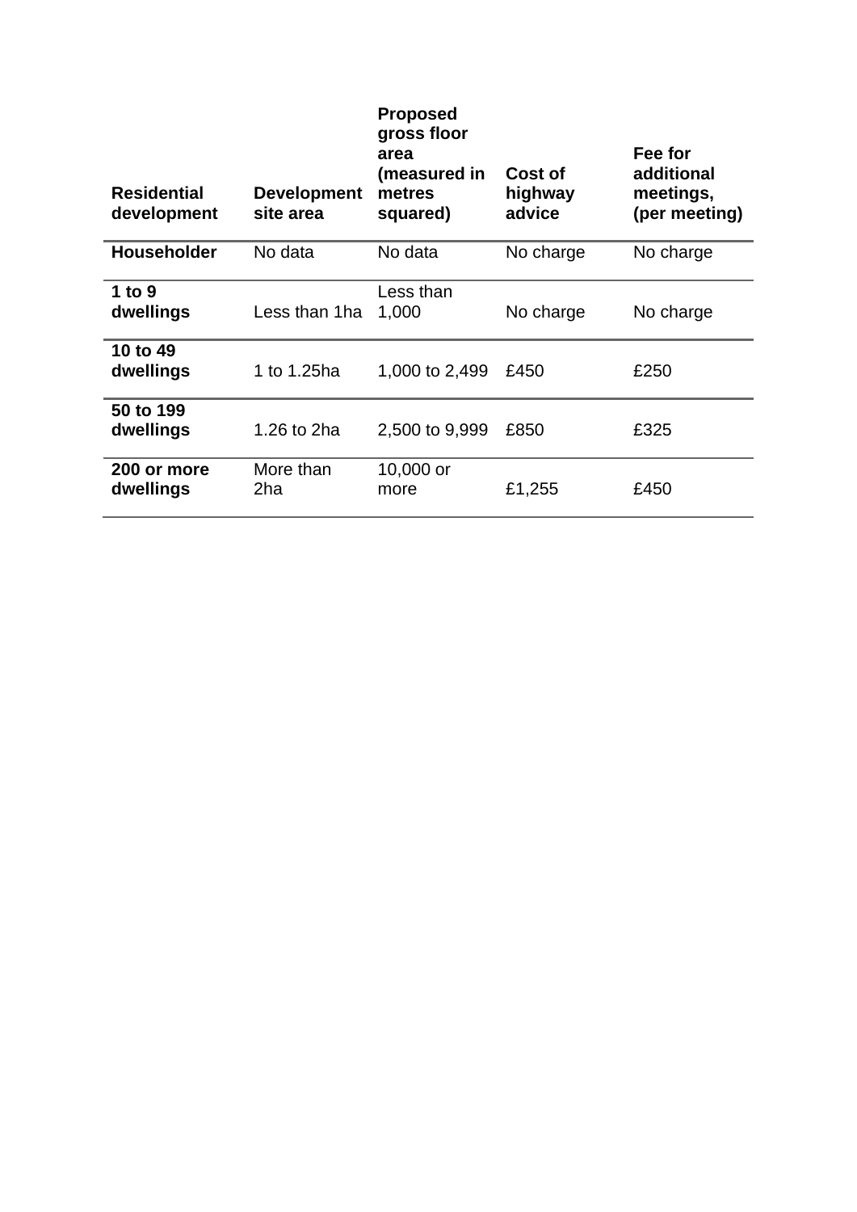| **Residential development** | **Development site area** | **Proposed gross floor area (measured in metres squared)** | **Cost of highway advice** | **Fee for additional meetings, (per meeting)** |
|---|---|---|---|---|
| **Householder** | No data | No data | No charge | No charge |
| **1 to 9 dwellings** | Less than 1ha | Less than 1,000 | No charge | No charge |
| **10 to 49 dwellings** | 1 to 1.25ha | 1,000 to 2,499 | £450 | £250 |
| **50 to 199 dwellings** | 1.26 to 2ha | 2,500 to 9,999 | £850 | £325 |
| **200 or more dwellings** | More than 2ha | 10,000 or more | £1,255 | £450 |